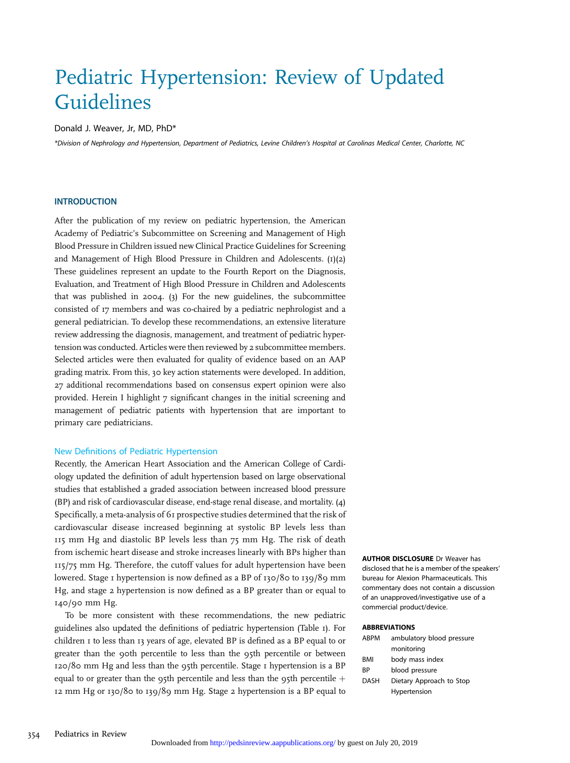# Pediatric Hypertension: Review of Updated Guidelines

Donald J. Weaver, Jr, MD, PhD*

*Division of Nephrology and Hypertension, Department of Pediatrics, Levine Children's Hospital at Carolinas Medical Center, Charlotte, NC

## INTRODUCTION

After the publication of my review on pediatric hypertension, the American Academy of Pediatric's Subcommittee on Screening and Management of High Blood Pressure in Children issued new Clinical Practice Guidelines for Screening and Management of High Blood Pressure in Children and Adolescents. (1)(2) These guidelines represent an update to the Fourth Report on the Diagnosis, Evaluation, and Treatment of High Blood Pressure in Children and Adolescents that was published in 2004. (3) For the new guidelines, the subcommittee consisted of 17 members and was co-chaired by a pediatric nephrologist and a general pediatrician. To develop these recommendations, an extensive literature review addressing the diagnosis, management, and treatment of pediatric hypertension was conducted. Articles were then reviewed by 2 subcommittee members. Selected articles were then evaluated for quality of evidence based on an AAP grading matrix. From this, 30 key action statements were developed. In addition, 27 additional recommendations based on consensus expert opinion were also provided. Herein I highlight 7 significant changes in the initial screening and management of pediatric patients with hypertension that are important to primary care pediatricians.

### New Definitions of Pediatric Hypertension

Recently, the American Heart Association and the American College of Cardiology updated the definition of adult hypertension based on large observational studies that established a graded association between increased blood pressure (BP) and risk of cardiovascular disease, end-stage renal disease, and mortality. (4) Specifically, a meta-analysis of 61 prospective studies determined that the risk of cardiovascular disease increased beginning at systolic BP levels less than 115 mm Hg and diastolic BP levels less than 75 mm Hg. The risk of death from ischemic heart disease and stroke increases linearly with BPs higher than 115/75 mm Hg. Therefore, the cutoff values for adult hypertension have been lowered. Stage 1 hypertension is now defined as a BP of 130/80 to 139/89 mm Hg, and stage 2 hypertension is now defined as a BP greater than or equal to 140/90 mm Hg.

To be more consistent with these recommendations, the new pediatric guidelines also updated the definitions of pediatric hypertension (Table 1). For children 1 to less than 13 years of age, elevated BP is defined as a BP equal to or greater than the 90th percentile to less than the 95th percentile or between 120/80 mm Hg and less than the 95th percentile. Stage 1 hypertension is a BP equal to or greater than the 95th percentile and less than the 95th percentile + 12 mm Hg or 130/80 to 139/89 mm Hg. Stage 2 hypertension is a BP equal to

**AUTHOR DISCLOSURE** Dr Weaver has disclosed that he is a member of the speakers' bureau for Alexion Pharmaceuticals. This commentary does not contain a discussion of an unapproved/investigative use of a commercial product/device.

**ABBREVIATIONS**

| | |
|---|---|
| ABPM | ambulatory blood pressure monitoring |
| BMI | body mass index |
| BP | blood pressure |
| DASH | Dietary Approach to Stop Hypertension |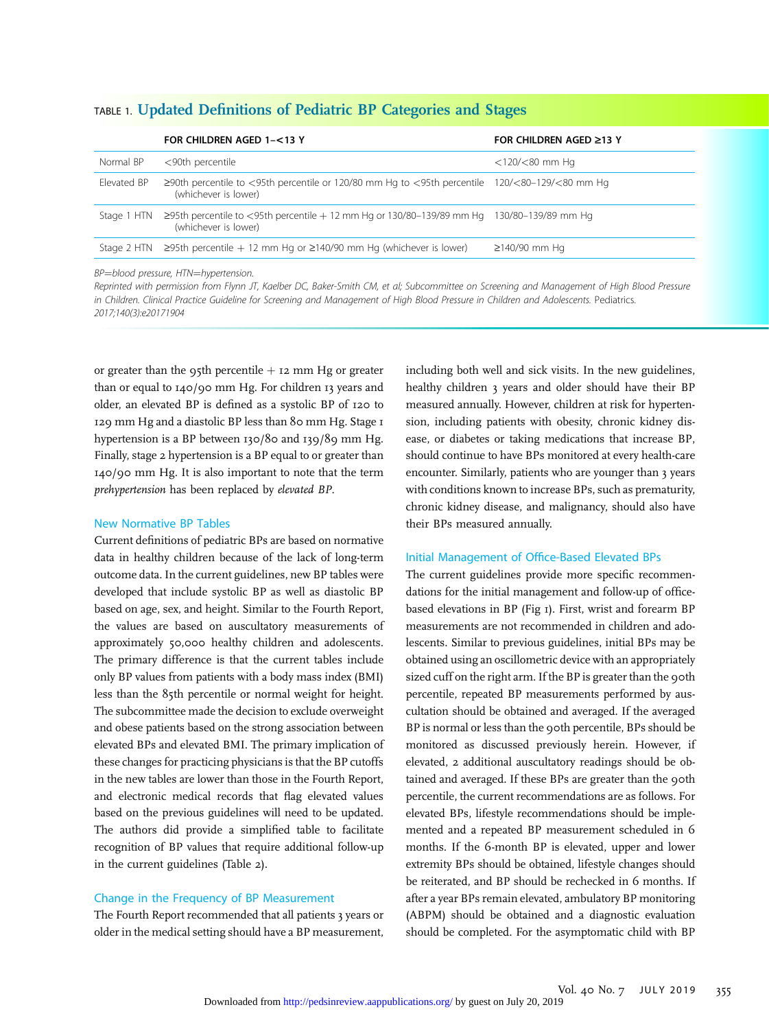TABLE 1. **Updated Definitions of Pediatric BP Categories and Stages**

| | FOR CHILDREN AGED 1–<13 Y | FOR CHILDREN AGED ≥13 Y |
|---|---|---|
| Normal BP | <90th percentile | <120/<80 mm Hg |
| Elevated BP | ≥90th percentile to <95th percentile or 120/80 mm Hg to <95th percentile (whichever is lower) | 120/<80–129/<80 mm Hg |
| Stage 1 HTN | ≥95th percentile to <95th percentile + 12 mm Hg or 130/80–139/89 mm Hg (whichever is lower) | 130/80–139/89 mm Hg |
| Stage 2 HTN | ≥95th percentile + 12 mm Hg or ≥140/90 mm Hg (whichever is lower) | ≥140/90 mm Hg |

*BP=blood pressure, HTN=hypertension.*

*Reprinted with permission from Flynn JT, Kaelber DC, Baker-Smith CM, et al; Subcommittee on Screening and Management of High Blood Pressure in Children. Clinical Practice Guideline for Screening and Management of High Blood Pressure in Children and Adolescents.* Pediatrics. *2017;140(3):e20171904*

or greater than the 95th percentile + 12 mm Hg or greater than or equal to 140/90 mm Hg. For children 13 years and older, an elevated BP is defined as a systolic BP of 120 to 129 mm Hg and a diastolic BP less than 80 mm Hg. Stage 1 hypertension is a BP between 130/80 and 139/89 mm Hg. Finally, stage 2 hypertension is a BP equal to or greater than 140/90 mm Hg. It is also important to note that the term *prehypertension* has been replaced by *elevated BP*.

### New Normative BP Tables

Current definitions of pediatric BPs are based on normative data in healthy children because of the lack of long-term outcome data. In the current guidelines, new BP tables were developed that include systolic BP as well as diastolic BP based on age, sex, and height. Similar to the Fourth Report, the values are based on auscultatory measurements of approximately 50,000 healthy children and adolescents. The primary difference is that the current tables include only BP values from patients with a body mass index (BMI) less than the 85th percentile or normal weight for height. The subcommittee made the decision to exclude overweight and obese patients based on the strong association between elevated BPs and elevated BMI. The primary implication of these changes for practicing physicians is that the BP cutoffs in the new tables are lower than those in the Fourth Report, and electronic medical records that flag elevated values based on the previous guidelines will need to be updated. The authors did provide a simplified table to facilitate recognition of BP values that require additional follow-up in the current guidelines (Table 2).

### Change in the Frequency of BP Measurement

The Fourth Report recommended that all patients 3 years or older in the medical setting should have a BP measurement, including both well and sick visits. In the new guidelines, healthy children 3 years and older should have their BP measured annually. However, children at risk for hypertension, including patients with obesity, chronic kidney disease, or diabetes or taking medications that increase BP, should continue to have BPs monitored at every health-care encounter. Similarly, patients who are younger than 3 years with conditions known to increase BPs, such as prematurity, chronic kidney disease, and malignancy, should also have their BPs measured annually.

### Initial Management of Office-Based Elevated BPs

The current guidelines provide more specific recommendations for the initial management and follow-up of office-based elevations in BP (Fig 1). First, wrist and forearm BP measurements are not recommended in children and adolescents. Similar to previous guidelines, initial BPs may be obtained using an oscillometric device with an appropriately sized cuff on the right arm. If the BP is greater than the 90th percentile, repeated BP measurements performed by auscultation should be obtained and averaged. If the averaged BP is normal or less than the 90th percentile, BPs should be monitored as discussed previously herein. However, if elevated, 2 additional auscultatory readings should be obtained and averaged. If these BPs are greater than the 90th percentile, the current recommendations are as follows. For elevated BPs, lifestyle recommendations should be implemented and a repeated BP measurement scheduled in 6 months. If the 6-month BP is elevated, upper and lower extremity BPs should be obtained, lifestyle changes should be reiterated, and BP should be rechecked in 6 months. If after a year BPs remain elevated, ambulatory BP monitoring (ABPM) should be obtained and a diagnostic evaluation should be completed. For the asymptomatic child with BP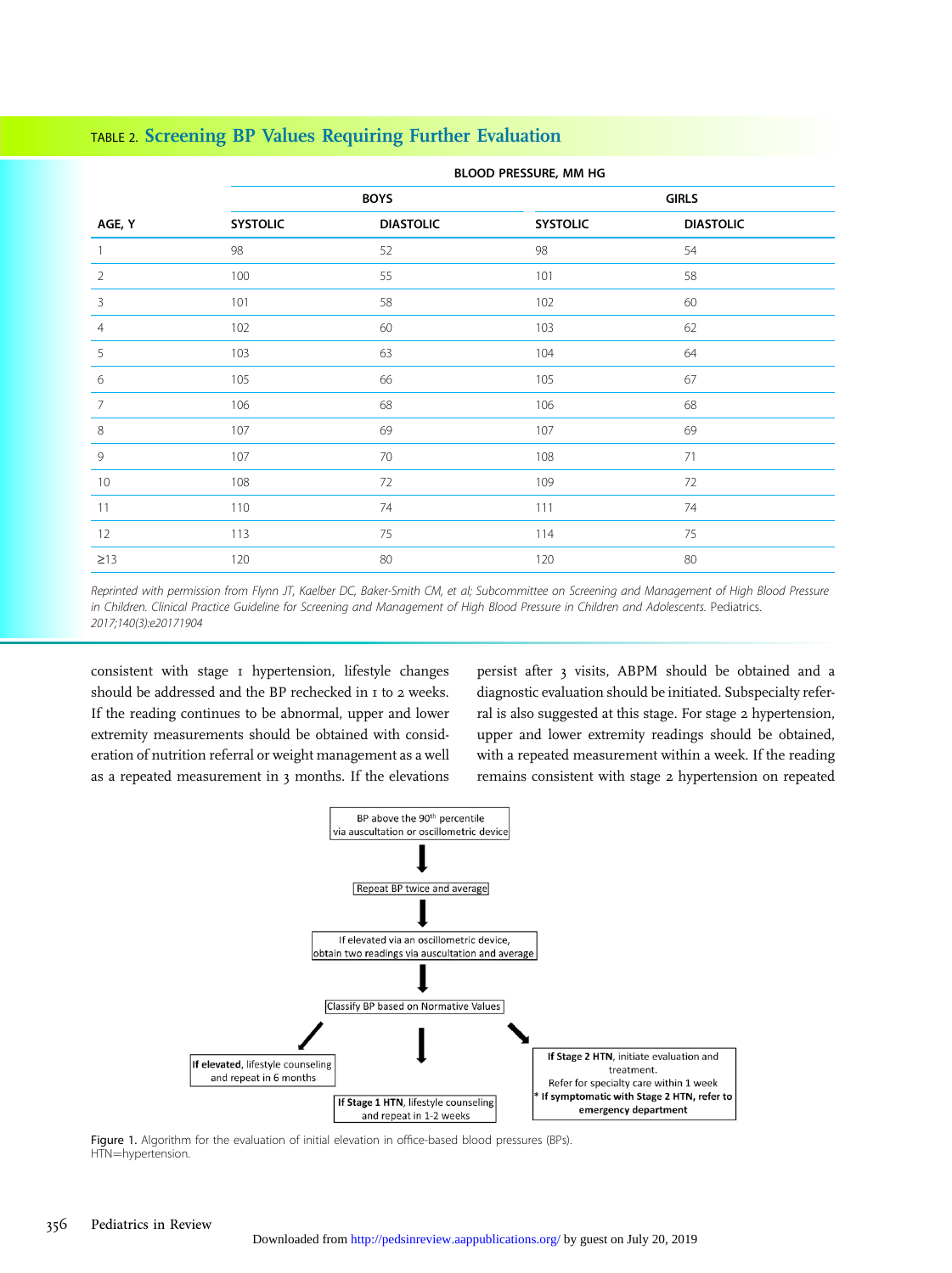TABLE 2. **Screening BP Values Requiring Further Evaluation**

| | BLOOD PRESSURE, MM HG | | | |
|---|---|---|---|---|
| | BOYS | | GIRLS | |
| AGE, Y | SYSTOLIC | DIASTOLIC | SYSTOLIC | DIASTOLIC |
| 1 | 98 | 52 | 98 | 54 |
| 2 | 100 | 55 | 101 | 58 |
| 3 | 101 | 58 | 102 | 60 |
| 4 | 102 | 60 | 103 | 62 |
| 5 | 103 | 63 | 104 | 64 |
| 6 | 105 | 66 | 105 | 67 |
| 7 | 106 | 68 | 106 | 68 |
| 8 | 107 | 69 | 107 | 69 |
| 9 | 107 | 70 | 108 | 71 |
| 10 | 108 | 72 | 109 | 72 |
| 11 | 110 | 74 | 111 | 74 |
| 12 | 113 | 75 | 114 | 75 |
| ≥13 | 120 | 80 | 120 | 80 |

*Reprinted with permission from Flynn JT, Kaelber DC, Baker-Smith CM, et al; Subcommittee on Screening and Management of High Blood Pressure in Children. Clinical Practice Guideline for Screening and Management of High Blood Pressure in Children and Adolescents.* Pediatrics. *2017;140(3):e20171904*

consistent with stage 1 hypertension, lifestyle changes should be addressed and the BP rechecked in 1 to 2 weeks. If the reading continues to be abnormal, upper and lower extremity measurements should be obtained with consideration of nutrition referral or weight management as a well as a repeated measurement in 3 months. If the elevations persist after 3 visits, ABPM should be obtained and a diagnostic evaluation should be initiated. Subspecialty referral is also suggested at this stage. For stage 2 hypertension, upper and lower extremity readings should be obtained, with a repeated measurement within a week. If the reading remains consistent with stage 2 hypertension on repeated

BP above the 90th percentile via auscultation or oscillometric device

Repeat BP twice and average

If elevated via an oscillometric device, obtain two readings via auscultation and average

Classify BP based on Normative Values

**If elevated**, lifestyle counseling and repeat in 6 months

**If Stage 1 HTN**, lifestyle counseling and repeat in 1-2 weeks

**If Stage 2 HTN**, initiate evaluation and treatment.
Refer for specialty care within 1 week
**\* If symptomatic with Stage 2 HTN, refer to emergency department**

Figure 1. Algorithm for the evaluation of initial elevation in office-based blood pressures (BPs). HTN=hypertension.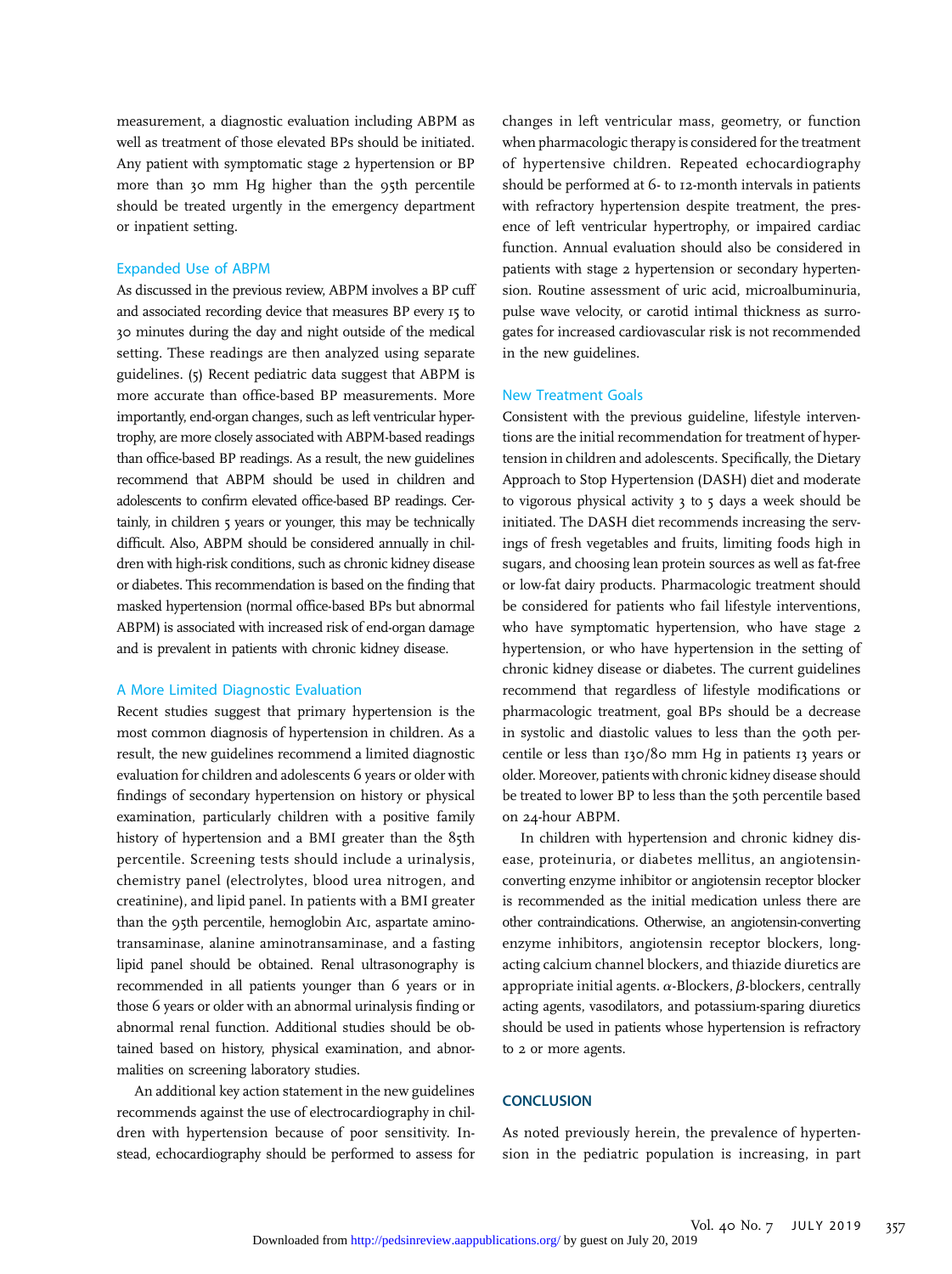measurement, a diagnostic evaluation including ABPM as well as treatment of those elevated BPs should be initiated. Any patient with symptomatic stage 2 hypertension or BP more than 30 mm Hg higher than the 95th percentile should be treated urgently in the emergency department or inpatient setting.

### Expanded Use of ABPM

As discussed in the previous review, ABPM involves a BP cuff and associated recording device that measures BP every 15 to 30 minutes during the day and night outside of the medical setting. These readings are then analyzed using separate guidelines. (5) Recent pediatric data suggest that ABPM is more accurate than office-based BP measurements. More importantly, end-organ changes, such as left ventricular hypertrophy, are more closely associated with ABPM-based readings than office-based BP readings. As a result, the new guidelines recommend that ABPM should be used in children and adolescents to confirm elevated office-based BP readings. Certainly, in children 5 years or younger, this may be technically difficult. Also, ABPM should be considered annually in children with high-risk conditions, such as chronic kidney disease or diabetes. This recommendation is based on the finding that masked hypertension (normal office-based BPs but abnormal ABPM) is associated with increased risk of end-organ damage and is prevalent in patients with chronic kidney disease.

### A More Limited Diagnostic Evaluation

Recent studies suggest that primary hypertension is the most common diagnosis of hypertension in children. As a result, the new guidelines recommend a limited diagnostic evaluation for children and adolescents 6 years or older with findings of secondary hypertension on history or physical examination, particularly children with a positive family history of hypertension and a BMI greater than the 85th percentile. Screening tests should include a urinalysis, chemistry panel (electrolytes, blood urea nitrogen, and creatinine), and lipid panel. In patients with a BMI greater than the 95th percentile, hemoglobin A1c, aspartate aminotransaminase, alanine aminotransaminase, and a fasting lipid panel should be obtained. Renal ultrasonography is recommended in all patients younger than 6 years or in those 6 years or older with an abnormal urinalysis finding or abnormal renal function. Additional studies should be obtained based on history, physical examination, and abnormalities on screening laboratory studies.

An additional key action statement in the new guidelines recommends against the use of electrocardiography in children with hypertension because of poor sensitivity. Instead, echocardiography should be performed to assess for changes in left ventricular mass, geometry, or function when pharmacologic therapy is considered for the treatment of hypertensive children. Repeated echocardiography should be performed at 6- to 12-month intervals in patients with refractory hypertension despite treatment, the presence of left ventricular hypertrophy, or impaired cardiac function. Annual evaluation should also be considered in patients with stage 2 hypertension or secondary hypertension. Routine assessment of uric acid, microalbuminuria, pulse wave velocity, or carotid intimal thickness as surrogates for increased cardiovascular risk is not recommended in the new guidelines.

### New Treatment Goals

Consistent with the previous guideline, lifestyle interventions are the initial recommendation for treatment of hypertension in children and adolescents. Specifically, the Dietary Approach to Stop Hypertension (DASH) diet and moderate to vigorous physical activity 3 to 5 days a week should be initiated. The DASH diet recommends increasing the servings of fresh vegetables and fruits, limiting foods high in sugars, and choosing lean protein sources as well as fat-free or low-fat dairy products. Pharmacologic treatment should be considered for patients who fail lifestyle interventions, who have symptomatic hypertension, who have stage 2 hypertension, or who have hypertension in the setting of chronic kidney disease or diabetes. The current guidelines recommend that regardless of lifestyle modifications or pharmacologic treatment, goal BPs should be a decrease in systolic and diastolic values to less than the 90th percentile or less than 130/80 mm Hg in patients 13 years or older. Moreover, patients with chronic kidney disease should be treated to lower BP to less than the 50th percentile based on 24-hour ABPM.

In children with hypertension and chronic kidney disease, proteinuria, or diabetes mellitus, an angiotensin-converting enzyme inhibitor or angiotensin receptor blocker is recommended as the initial medication unless there are other contraindications. Otherwise, an angiotensin-converting enzyme inhibitors, angiotensin receptor blockers, long-acting calcium channel blockers, and thiazide diuretics are appropriate initial agents. $\alpha$-Blockers, $\beta$-blockers, centrally acting agents, vasodilators, and potassium-sparing diuretics should be used in patients whose hypertension is refractory to 2 or more agents.

## CONCLUSION

As noted previously herein, the prevalence of hypertension in the pediatric population is increasing, in part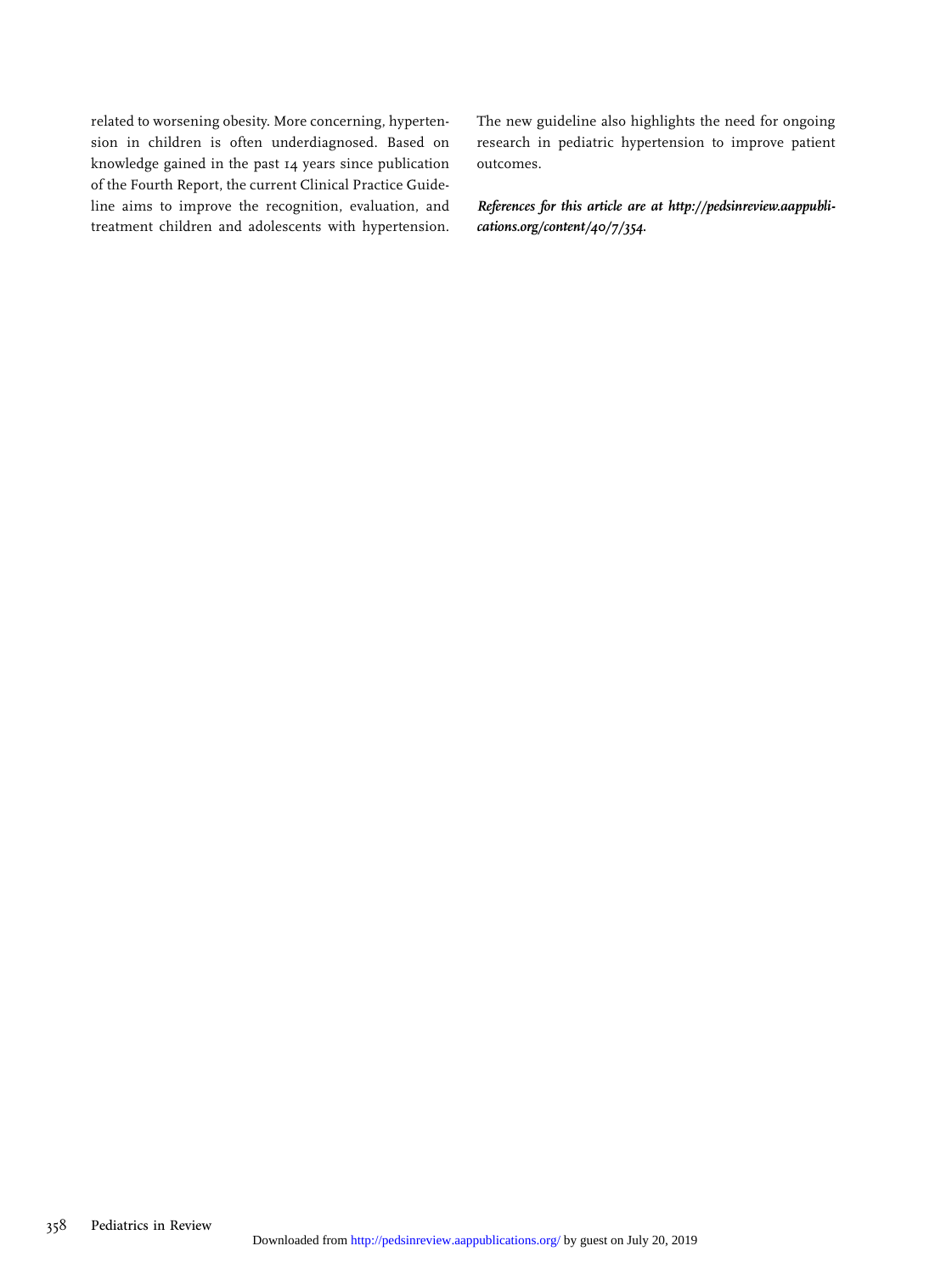related to worsening obesity. More concerning, hypertension in children is often underdiagnosed. Based on knowledge gained in the past 14 years since publication of the Fourth Report, the current Clinical Practice Guideline aims to improve the recognition, evaluation, and treatment children and adolescents with hypertension. The new guideline also highlights the need for ongoing research in pediatric hypertension to improve patient outcomes.

***References for this article are at http://pedsinreview.aappublications.org/content/40/7/354.***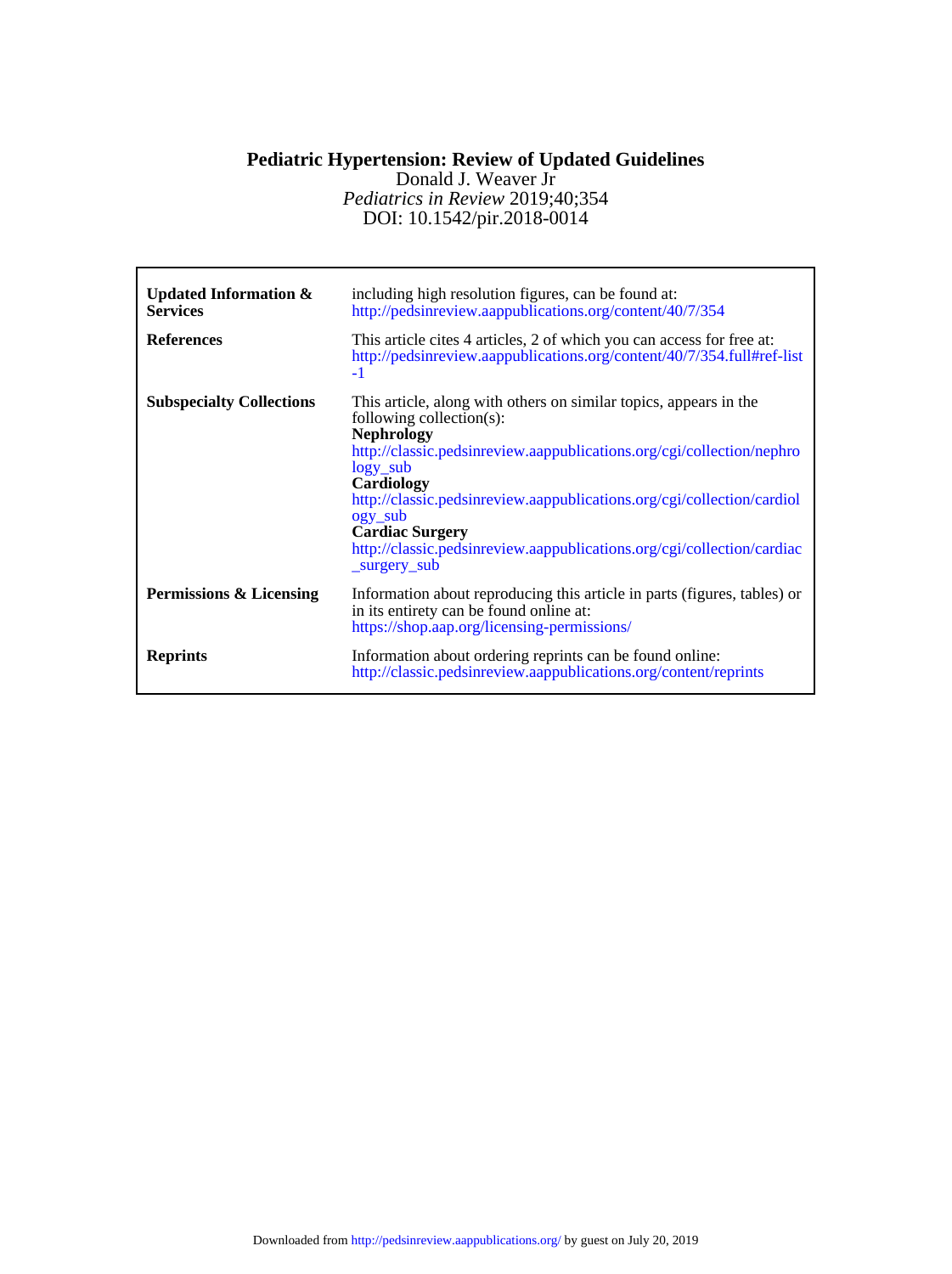# Pediatric Hypertension: Review of Updated Guidelines

Donald J. Weaver Jr

*Pediatrics in Review* 2019;40;354

DOI: 10.1542/pir.2018-0014

| | |
|---|---|
| **Updated Information & Services** | including high resolution figures, can be found at: http://pedsinreview.aappublications.org/content/40/7/354 |
| **References** | This article cites 4 articles, 2 of which you can access for free at: http://pedsinreview.aappublications.org/content/40/7/354.full#ref-list-1 |
| **Subspecialty Collections** | This article, along with others on similar topics, appears in the following collection(s): **Nephrology** http://classic.pedsinreview.aappublications.org/cgi/collection/nephrology_sub **Cardiology** http://classic.pedsinreview.aappublications.org/cgi/collection/cardiology_sub **Cardiac Surgery** http://classic.pedsinreview.aappublications.org/cgi/collection/cardiac_surgery_sub |
| **Permissions & Licensing** | Information about reproducing this article in parts (figures, tables) or in its entirety can be found online at: https://shop.aap.org/licensing-permissions/ |
| **Reprints** | Information about ordering reprints can be found online: http://classic.pedsinreview.aappublications.org/content/reprints |

Downloaded from http://pedsinreview.aappublications.org/ by guest on July 20, 2019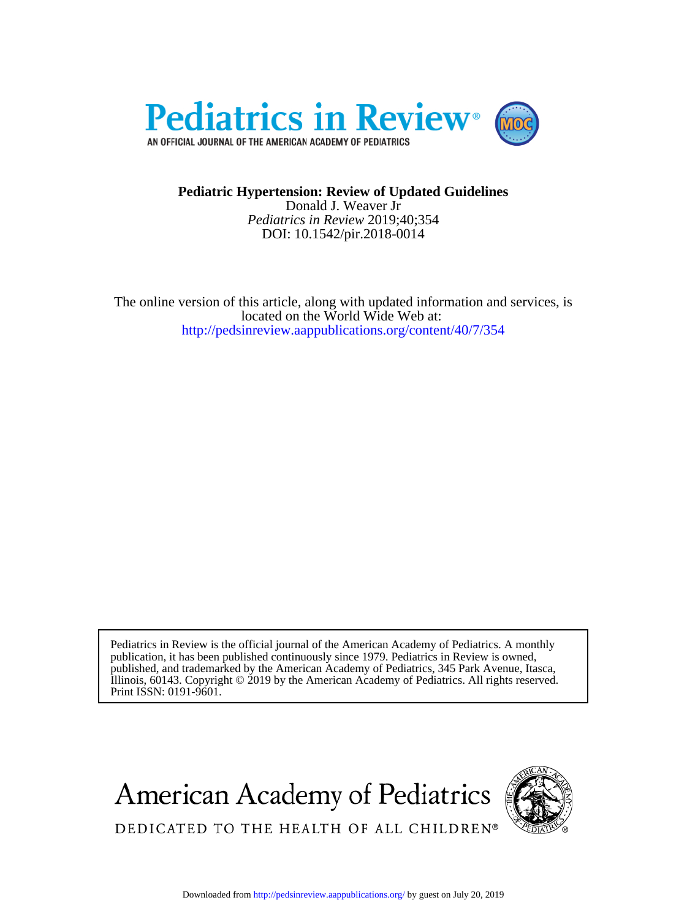**Pediatric Hypertension: Review of Updated Guidelines**

Donald J. Weaver Jr

*Pediatrics in Review* 2019;40;354

DOI: 10.1542/pir.2018-0014

The online version of this article, along with updated information and services, is located on the World Wide Web at:

http://pedsinreview.aappublications.org/content/40/7/354

Pediatrics in Review is the official journal of the American Academy of Pediatrics. A monthly publication, it has been published continuously since 1979. Pediatrics in Review is owned, published, and trademarked by the American Academy of Pediatrics, 345 Park Avenue, Itasca, Illinois, 60143. Copyright © 2019 by the American Academy of Pediatrics. All rights reserved. Print ISSN: 0191-9601.

American Academy of Pediatrics

DEDICATED TO THE HEALTH OF ALL CHILDREN®

Downloaded from http://pedsinreview.aappublications.org/ by guest on July 20, 2019